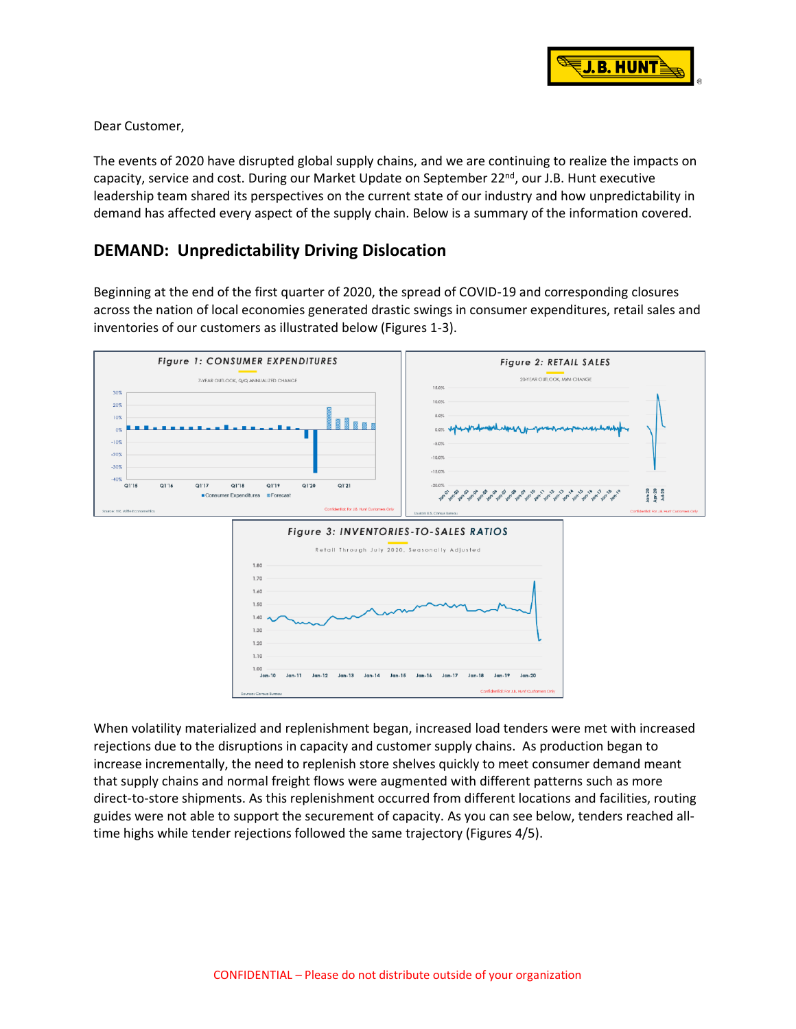Dear Customer,

The events of 2020 have disrupted global supply chains, and we are continuing to realize the impacts on capacity, service and cost. During our Market Update on September 22nd, our J.B. Hunt executive leadership team shared its perspectives on the current state of our industry and how unpredictability in demand has affected every aspect of the supply chain. Below is a summary of the information covered.

## DEMAND: Unpredictability Driving Dislocation

Beginning at the end of the first quarter of 2020, the spread of COVID-19 and corresponding closures across the nation of local economies generated drastic swings in consumer expenditures, retail sales and inventories of our customers as illustrated below (Figures 1-3).

**Figure 1: CONSUMER EXPENDITURES**

**Figure 2: RETAIL SALES**

**Figure 3: INVENTORIES-TO-SALES RATIOS**

When volatility materialized and replenishment began, increased load tenders were met with increased rejections due to the disruptions in capacity and customer supply chains. As production began to increase incrementally, the need to replenish store shelves quickly to meet consumer demand meant that supply chains and normal freight flows were augmented with different patterns such as more direct-to-store shipments. As this replenishment occurred from different locations and facilities, routing guides were not able to support the securement of capacity. As you can see below, tenders reached all-time highs while tender rejections followed the same trajectory (Figures 4/5).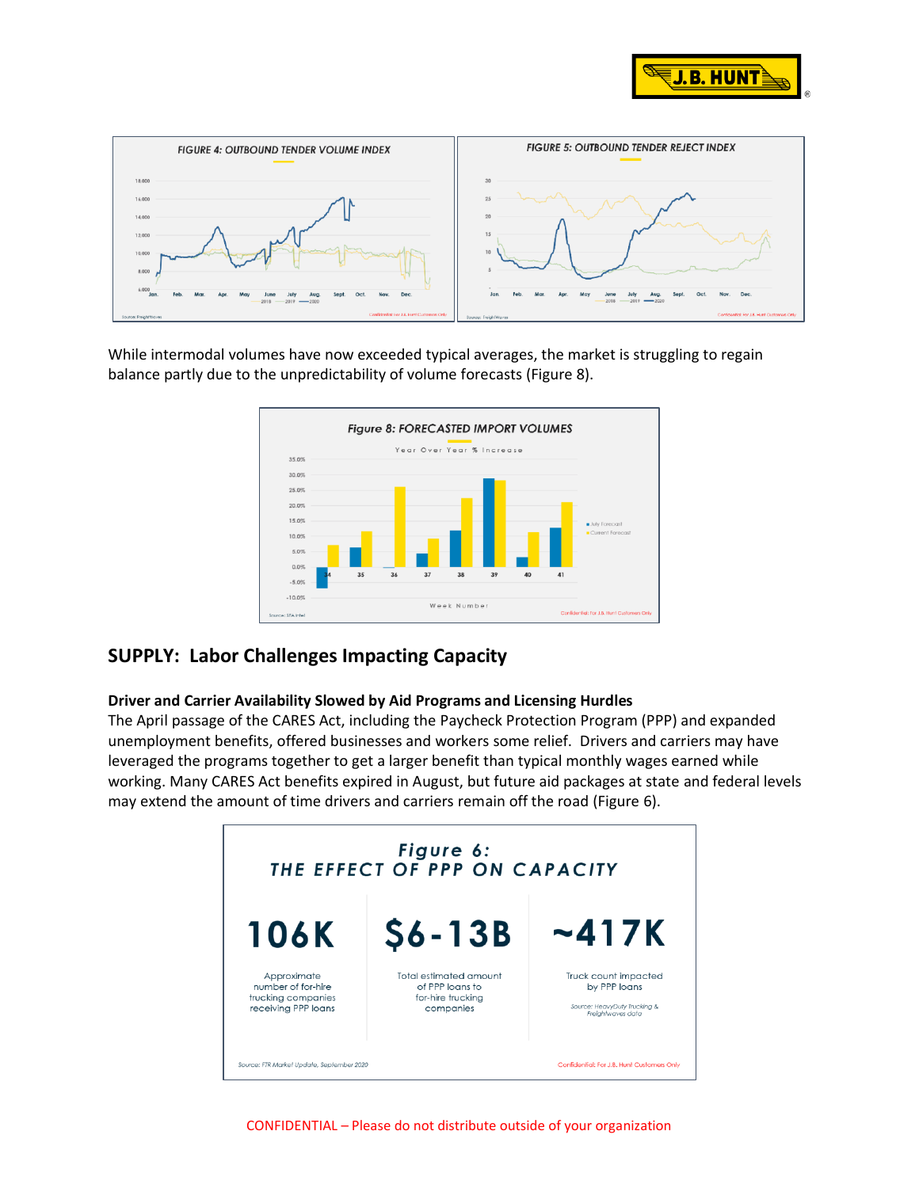FIGURE 4: OUTBOUND TENDER VOLUME INDEX

FIGURE 5: OUTBOUND TENDER REJECT INDEX

While intermodal volumes have now exceeded typical averages, the market is struggling to regain balance partly due to the unpredictability of volume forecasts (Figure 8).

Figure 8: FORECASTED IMPORT VOLUMES

## SUPPLY: Labor Challenges Impacting Capacity

**Driver and Carrier Availability Slowed by Aid Programs and Licensing Hurdles**

The April passage of the CARES Act, including the Paycheck Protection Program (PPP) and expanded unemployment benefits, offered businesses and workers some relief. Drivers and carriers may have leveraged the programs together to get a larger benefit than typical monthly wages earned while working. Many CARES Act benefits expired in August, but future aid packages at state and federal levels may extend the amount of time drivers and carriers remain off the road (Figure 6).

Figure 6: THE EFFECT OF PPP ON CAPACITY

| 106K | $6-13B | ~417K |
|---|---|---|
| Approximate number of for-hire trucking companies receiving PPP loans | Total estimated amount of PPP loans to for-hire trucking companies | Truck count impacted by PPP loans |

Source: HeavyDuty Trucking & Freightwaves data

Source: FTR Market Update, September 2020

Confidential: For J.B. Hunt Customers Only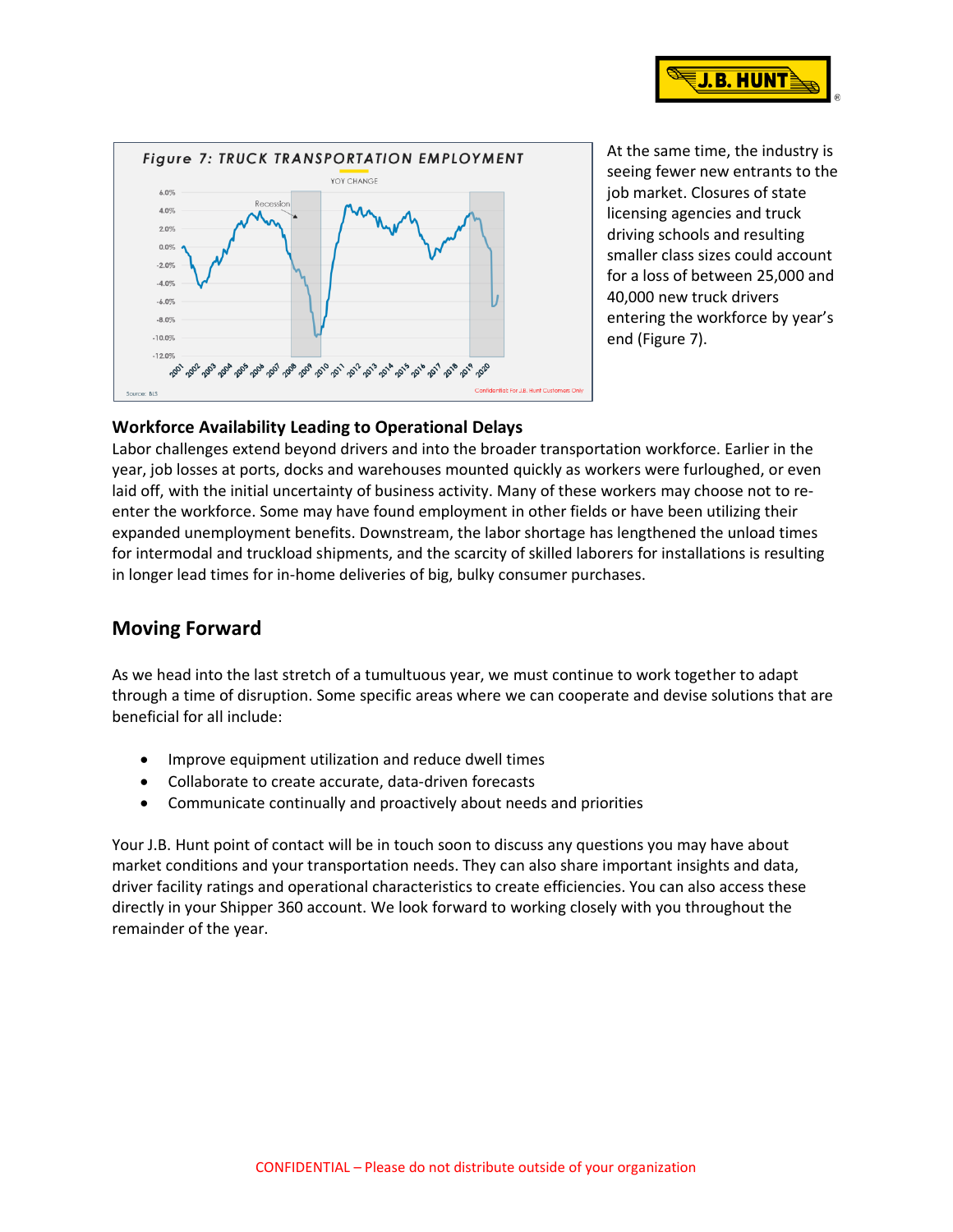Figure 7: TRUCK TRANSPORTATION EMPLOYMENT

YOY CHANGE

6.0%
4.0%
2.0%
0.0%
-2.0%
-4.0%
-6.0%
-8.0%
-10.0%
-12.0%

Recession

2001 2002 2003 2004 2005 2006 2007 2008 2009 2010 2011 2012 2013 2014 2015 2016 2017 2018 2019 2020

Source: BLS

Confidential: For J.B. Hunt Customers Only

At the same time, the industry is seeing fewer new entrants to the job market. Closures of state licensing agencies and truck driving schools and resulting smaller class sizes could account for a loss of between 25,000 and 40,000 new truck drivers entering the workforce by year's end (Figure 7).

### Workforce Availability Leading to Operational Delays

Labor challenges extend beyond drivers and into the broader transportation workforce. Earlier in the year, job losses at ports, docks and warehouses mounted quickly as workers were furloughed, or even laid off, with the initial uncertainty of business activity. Many of these workers may choose not to re-enter the workforce. Some may have found employment in other fields or have been utilizing their expanded unemployment benefits. Downstream, the labor shortage has lengthened the unload times for intermodal and truckload shipments, and the scarcity of skilled laborers for installations is resulting in longer lead times for in-home deliveries of big, bulky consumer purchases.

## Moving Forward

As we head into the last stretch of a tumultuous year, we must continue to work together to adapt through a time of disruption. Some specific areas where we can cooperate and devise solutions that are beneficial for all include:

- Improve equipment utilization and reduce dwell times
- Collaborate to create accurate, data-driven forecasts
- Communicate continually and proactively about needs and priorities

Your J.B. Hunt point of contact will be in touch soon to discuss any questions you may have about market conditions and your transportation needs. They can also share important insights and data, driver facility ratings and operational characteristics to create efficiencies. You can also access these directly in your Shipper 360 account. We look forward to working closely with you throughout the remainder of the year.